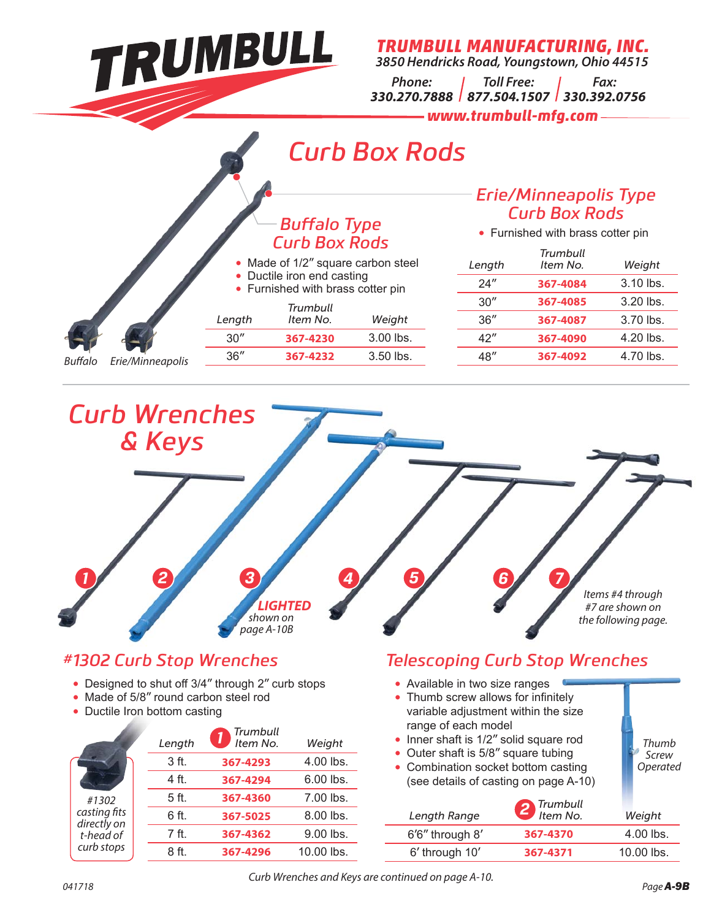# TRUMBULL

**TRUMBULL MANUFACTURING, INC.**
3850 Hendricks Road, Youngstown, Ohio 44515

Phone: 330.270.7888 | Toll Free: 877.504.1507 | Fax: 330.392.0756

www.trumbull-mfg.com

## Curb Box Rods

Buffalo     Erie/Minneapolis

### Buffalo Type Curb Box Rods

- Made of 1/2″ square carbon steel
- Ductile iron end casting
- Furnished with brass cotter pin

| Length | Trumbull Item No. | Weight |
|---|---|---|
| 30″ | 367-4230 | 3.00 lbs. |
| 36″ | 367-4232 | 3.50 lbs. |

### Erie/Minneapolis Type Curb Box Rods

- Furnished with brass cotter pin

| Length | Trumbull Item No. | Weight |
|---|---|---|
| 24″ | 367-4084 | 3.10 lbs. |
| 30″ | 367-4085 | 3.20 lbs. |
| 36″ | 367-4087 | 3.70 lbs. |
| 42″ | 367-4090 | 4.20 lbs. |
| 48″ | 367-4092 | 4.70 lbs. |

## Curb Wrenches & Keys

1 2 3 4 5 6 7

**LIGHTED** shown on page A-10B

Items #4 through #7 are shown on the following page.

### #1302 Curb Stop Wrenches

- Designed to shut off 3/4″ through 2″ curb stops
- Made of 5/8″ round carbon steel rod
- Ductile Iron bottom casting

#1302 casting fits directly on t-head of curb stops

| Length | Trumbull Item No. (1) | Weight |
|---|---|---|
| 3 ft. | 367-4293 | 4.00 lbs. |
| 4 ft. | 367-4294 | 6.00 lbs. |
| 5 ft. | 367-4360 | 7.00 lbs. |
| 6 ft. | 367-5025 | 8.00 lbs. |
| 7 ft. | 367-4362 | 9.00 lbs. |
| 8 ft. | 367-4296 | 10.00 lbs. |

### Telescoping Curb Stop Wrenches

- Available in two size ranges
- Thumb screw allows for infinitely variable adjustment within the size range of each model
- Inner shaft is 1/2″ solid square rod
- Outer shaft is 5/8″ square tubing
- Combination socket bottom casting (see details of casting on page A-10)

Thumb Screw Operated

| Length Range | Trumbull Item No. (2) | Weight |
|---|---|---|
| 6′6″ through 8′ | 367-4370 | 4.00 lbs. |
| 6′ through 10′ | 367-4371 | 10.00 lbs. |

*Curb Wrenches and Keys are continued on page A-10.*

041718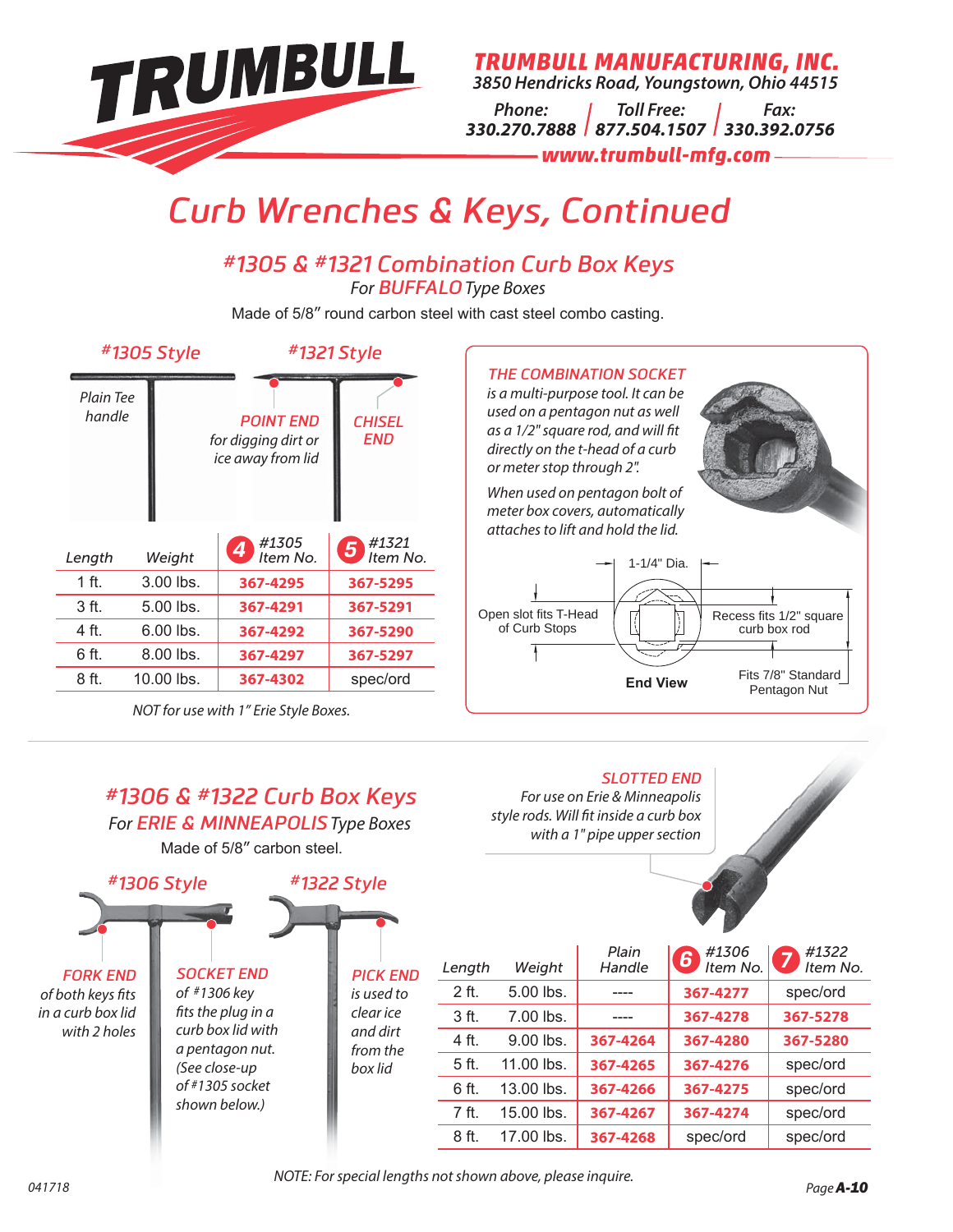# TRUMBULL

**TRUMBULL MANUFACTURING, INC.**
3850 Hendricks Road, Youngstown, Ohio 44515

Phone: 330.270.7888 | Toll Free: 877.504.1507 | Fax: 330.392.0756

www.trumbull-mfg.com

# Curb Wrenches & Keys, Continued

## #1305 & #1321 Combination Curb Box Keys

*For BUFFALO Type Boxes*

Made of 5/8" round carbon steel with cast steel combo casting.

*#1305 Style* — Plain Tee handle

*#1321 Style* — **POINT END** for digging dirt or ice away from lid; **CHISEL END**

| Length | Weight | 4 #1305 Item No. | 5 #1321 Item No. |
|---|---|---|---|
| 1 ft. | 3.00 lbs. | 367-4295 | 367-5295 |
| 3 ft. | 5.00 lbs. | 367-4291 | 367-5291 |
| 4 ft. | 6.00 lbs. | 367-4292 | 367-5290 |
| 6 ft. | 8.00 lbs. | 367-4297 | 367-5297 |
| 8 ft. | 10.00 lbs. | 367-4302 | spec/ord |

*NOT for use with 1" Erie Style Boxes.*

**THE COMBINATION SOCKET** *is a multi-purpose tool. It can be used on a pentagon nut as well as a 1/2" square rod, and will fit directly on the t-head of a curb or meter stop through 2".*

*When used on pentagon bolt of meter box covers, automatically attaches to lift and hold the lid.*

1-1/4" Dia.

Open slot fits T-Head of Curb Stops

Recess fits 1/2" square curb box rod

Fits 7/8" Standard Pentagon Nut

**End View**

## #1306 & #1322 Curb Box Keys

*For ERIE & MINNEAPOLIS Type Boxes*

Made of 5/8" carbon steel.

**SLOTTED END** *For use on Erie & Minneapolis style rods. Will fit inside a curb box with a 1" pipe upper section*

*#1306 Style*

**FORK END** *of both keys fits in a curb box lid with 2 holes*

**SOCKET END** *of #1306 key fits the plug in a curb box lid with a pentagon nut. (See close-up of #1305 socket shown below.)*

*#1322 Style*

**PICK END** *is used to clear ice and dirt from the box lid*

| Length | Weight | Plain Handle | 6 #1306 Item No. | 7 #1322 Item No. |
|---|---|---|---|---|
| 2 ft. | 5.00 lbs. | ---- | 367-4277 | spec/ord |
| 3 ft. | 7.00 lbs. | ---- | 367-4278 | 367-5278 |
| 4 ft. | 9.00 lbs. | 367-4264 | 367-4280 | 367-5280 |
| 5 ft. | 11.00 lbs. | 367-4265 | 367-4276 | spec/ord |
| 6 ft. | 13.00 lbs. | 367-4266 | 367-4275 | spec/ord |
| 7 ft. | 15.00 lbs. | 367-4267 | 367-4274 | spec/ord |
| 8 ft. | 17.00 lbs. | 367-4268 | spec/ord | spec/ord |

*NOTE: For special lengths not shown above, please inquire.*

041718